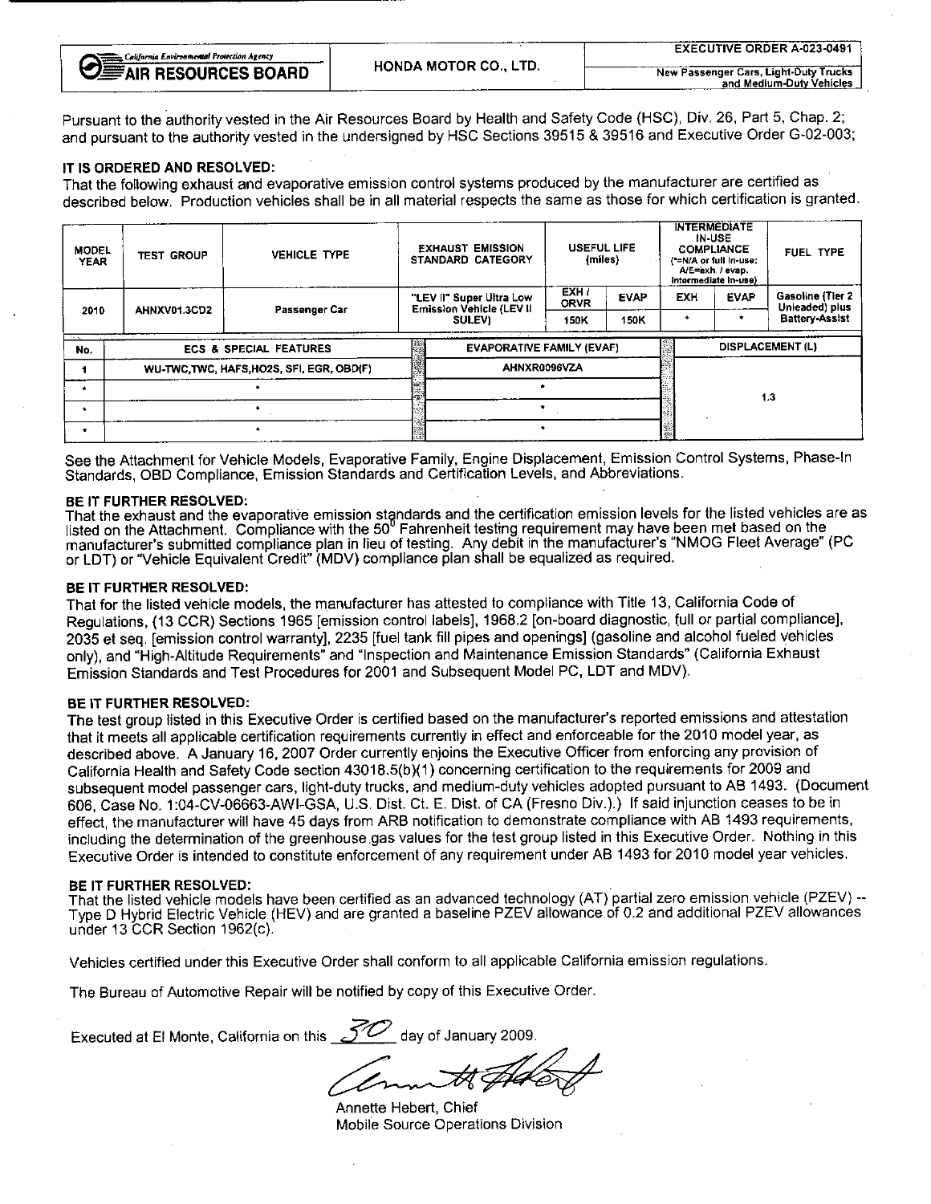California Environmental Protection Agency
**AIR RESOURCES BOARD**

**HONDA MOTOR CO., LTD.**

**EXECUTIVE ORDER A-023-0491**

New Passenger Cars, Light-Duty Trucks and Medium-Duty Vehicles

Pursuant to the authority vested in the Air Resources Board by Health and Safety Code (HSC), Div. 26, Part 5, Chap. 2; and pursuant to the authority vested in the undersigned by HSC Sections 39515 & 39516 and Executive Order G-02-003;

**IT IS ORDERED AND RESOLVED:**
That the following exhaust and evaporative emission control systems produced by the manufacturer are certified as described below. Production vehicles shall be in all material respects the same as those for which certification is granted.

| MODEL YEAR | TEST GROUP | VEHICLE TYPE | EXHAUST EMISSION STANDARD CATEGORY | USEFUL LIFE (miles) | | INTERMEDIATE IN-USE COMPLIANCE (*=N/A or full in-use; A/E=exh. / evap. intermediate in-use) | | FUEL TYPE |
|---|---|---|---|---|---|---|---|---|
| | | | | EXH / ORVR | EVAP | EXH | EVAP | |
| 2010 | AHNXV01.3CD2 | Passenger Car | "LEV II" Super Ultra Low Emission Vehicle (LEV II SULEV) | 150K | 150K | * | * | Gasoline (Tier 2 Unleaded) plus Battery-Assist |

| No. | ECS & SPECIAL FEATURES | EVAPORATIVE FAMILY (EVAF) | DISPLACEMENT (L) |
|---|---|---|---|
| 1 | WU-TWC,TWC, HAFS,HO2S, SFI, EGR, OBD(F) | AHNXR0096VZA | 1.3 |
| * | * | * | |
| * | * | * | |
| * | * | * | |

See the Attachment for Vehicle Models, Evaporative Family, Engine Displacement, Emission Control Systems, Phase-In Standards, OBD Compliance, Emission Standards and Certification Levels, and Abbreviations.

**BE IT FURTHER RESOLVED:**
That the exhaust and the evaporative emission standards and the certification emission levels for the listed vehicles are as listed on the Attachment. Compliance with the 50° Fahrenheit testing requirement may have been met based on the manufacturer's submitted compliance plan in lieu of testing. Any debit in the manufacturer's "NMOG Fleet Average" (PC or LDT) or "Vehicle Equivalent Credit" (MDV) compliance plan shall be equalized as required.

**BE IT FURTHER RESOLVED:**
That for the listed vehicle models, the manufacturer has attested to compliance with Title 13, California Code of Regulations, (13 CCR) Sections 1965 [emission control labels], 1968.2 [on-board diagnostic, full or partial compliance], 2035 et seq. [emission control warranty], 2235 [fuel tank fill pipes and openings] (gasoline and alcohol fueled vehicles only), and "High-Altitude Requirements" and "Inspection and Maintenance Emission Standards" (California Exhaust Emission Standards and Test Procedures for 2001 and Subsequent Model PC, LDT and MDV).

**BE IT FURTHER RESOLVED:**
The test group listed in this Executive Order is certified based on the manufacturer's reported emissions and attestation that it meets all applicable certification requirements currently in effect and enforceable for the 2010 model year, as described above. A January 16, 2007 Order currently enjoins the Executive Officer from enforcing any provision of California Health and Safety Code section 43018.5(b)(1) concerning certification to the requirements for 2009 and subsequent model passenger cars, light-duty trucks, and medium-duty vehicles adopted pursuant to AB 1493. (Document 606, Case No. 1:04-CV-06663-AWI-GSA, U.S. Dist. Ct. E. Dist. of CA (Fresno Div.).) If said injunction ceases to be in effect, the manufacturer will have 45 days from ARB notification to demonstrate compliance with AB 1493 requirements, including the determination of the greenhouse gas values for the test group listed in this Executive Order. Nothing in this Executive Order is intended to constitute enforcement of any requirement under AB 1493 for 2010 model year vehicles.

**BE IT FURTHER RESOLVED:**
That the listed vehicle models have been certified as an advanced technology (AT) partial zero emission vehicle (PZEV) -- Type D Hybrid Electric Vehicle (HEV) and are granted a baseline PZEV allowance of 0.2 and additional PZEV allowances under 13 CCR Section 1962(c).

Vehicles certified under this Executive Order shall conform to all applicable California emission regulations.

The Bureau of Automotive Repair will be notified by copy of this Executive Order.

Executed at El Monte, California on this 30 day of January 2009.

Annette Hebert, Chief
Mobile Source Operations Division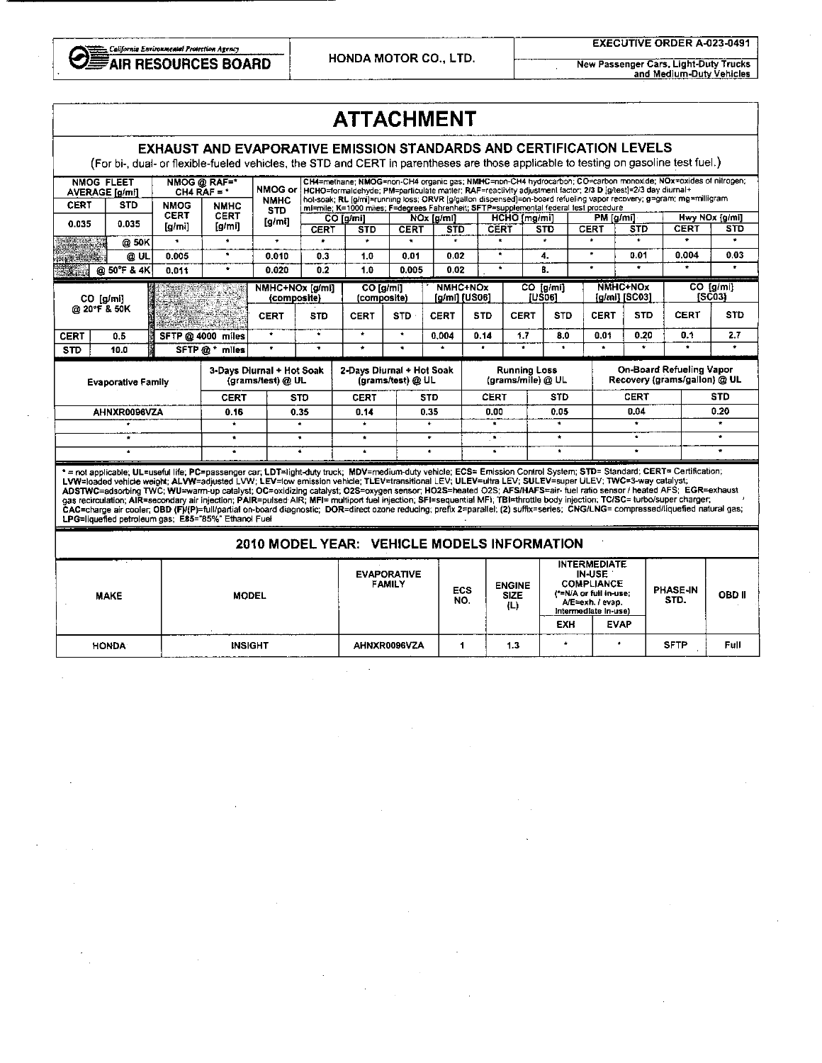California Environmental Protection Agency
**AIR RESOURCES BOARD**

**HONDA MOTOR CO., LTD.**

**EXECUTIVE ORDER A-023-0491**

**New Passenger Cars, Light-Duty Trucks and Medium-Duty Vehicles**

# ATTACHMENT

## EXHAUST AND EVAPORATIVE EMISSION STANDARDS AND CERTIFICATION LEVELS

(For bi-, dual- or flexible-fueled vehicles, the STD and CERT in parentheses are those applicable to testing on gasoline test fuel.)

CH4=methane; NMOG=non-CH4 organic gas; NMHC=non-CH4 hydrocarbon; CO=carbon monoxide; NOx=oxides of nitrogen; HCHO=formaldehyde; PM=particulate matter; RAF=reactivity adjustment factor; 2/3 D [g/test]=2/3 day diurnal+hot-soak; RL [g/mi]=running loss; ORVR [g/gallon dispensed]=on-board refueling vapor recovery; g=gram; mg=milligram; mi=mile; K=1000 miles; F=degrees Fahrenheit; SFTP=supplemental federal test procedure

| NMOG FLEET AVERAGE [g/mi] | | NMOG @ RAF=* CH4 RAF = * | | NMOG or NMHC STD [g/mi] | CO [g/mi] | | NOx [g/mi] | | HCHO [mg/mi] | | PM [g/mi] | | Hwy NOx [g/mi] | |
|---|---|---|---|---|---|---|---|---|---|---|---|---|---|---|
| CERT | STD | NMOG CERT [g/mi] | NMHC CERT [g/mi] | | CERT | STD | CERT | STD | CERT | STD | CERT | STD | CERT | STD |
| 0.035 | 0.035 | | | | | | | | | | | | | |
| | @ 50K | * | * | * | * | * | * | * | * | * | * | * | * | * |
| | @ UL | 0.005 | * | 0.010 | 0.3 | 1.0 | 0.01 | 0.02 | * | 4. | * | 0.01 | 0.004 | 0.03 |
| | @ 50°F & 4K | 0.011 | * | 0.020 | 0.2 | 1.0 | 0.005 | 0.02 | * | 8. | * | * | * | * |

| CO [g/mi] @ 20°F & 50K | | | NMHC+NOx [g/mi] (composite) | | CO [g/mi] (composite) | | NMHC+NOx [g/mi] [US06] | | CO [g/mi] [US06] | | NMHC+NOx [g/mi] [SC03] | | CO [g/mi] [SC03] | |
|---|---|---|---|---|---|---|---|---|---|---|---|---|---|---|
| | | | CERT | STD | CERT | STD | CERT | STD | CERT | STD | CERT | STD | CERT | STD |
| CERT | 0.5 | SFTP @ 4000 miles | * | * | * | * | 0.004 | 0.14 | 1.7 | 8.0 | 0.01 | 0.20 | 0.1 | 2.7 |
| STD | 10.0 | SFTP @ * miles | * | * | * | * | * | * | * | * | * | * | * | * |

| Evaporative Family | 3-Days Diurnal + Hot Soak (grams/test) @ UL | | 2-Days Diurnal + Hot Soak (grams/test) @ UL | | Running Loss (grams/mile) @ UL | | On-Board Refueling Vapor Recovery (grams/gallon) @ UL | |
|---|---|---|---|---|---|---|---|---|
| | CERT | STD | CERT | STD | CERT | STD | CERT | STD |
| AHNXR0096VZA | 0.16 | 0.35 | 0.14 | 0.35 | 0.00 | 0.05 | 0.04 | 0.20 |
| * | * | * | * | * | * | * | * | * |
| * | * | * | * | * | * | * | * | * |
| * | * | * | * | * | * | * | * | * |

* = not applicable; UL=useful life; PC=passenger car; LDT=light-duty truck; MDV=medium-duty vehicle; ECS= Emission Control System; STD= Standard; CERT= Certification; LVW=loaded vehicle weight; ALVW=adjusted LVW; LEV=low emission vehicle; TLEV=transitional LEV; ULEV=ultra LEV; SULEV=super ULEV; TWC=3-way catalyst; ADSTWC=adsorbing TWC; WU=warm-up catalyst; OC=oxidizing catalyst; O2S=oxygen sensor; HO2S=heated O2S; AFS/HAFS=air- fuel ratio sensor / heated AFS; EGR=exhaust gas recirculation; AIR=secondary air injection; PAIR=pulsed AIR; MFI= multiport fuel injection; SFI=sequential MFI; TBI=throttle body injection; TC/SC= turbo/super charger; CAC=charge air cooler; OBD (F)/(P)=full/partial on-board diagnostic; DOR=direct ozone reducing; prefix 2=parallel; (2) suffix=series; CNG/LNG= compressed/liquefied natural gas; LPG=liquefied petroleum gas; E85="85%" Ethanol Fuel

## 2010 MODEL YEAR: VEHICLE MODELS INFORMATION

| MAKE | MODEL | EVAPORATIVE FAMILY | ECS NO. | ENGINE SIZE (L) | INTERMEDIATE IN-USE COMPLIANCE (*=N/A or full in-use; A/E=exh. / evap. intermediate in-use) | | PHASE-IN STD. | OBD II |
|---|---|---|---|---|---|---|---|---|
| | | | | | EXH | EVAP | | |
| HONDA | INSIGHT | AHNXR0096VZA | 1 | 1.3 | * | * | SFTP | Full |